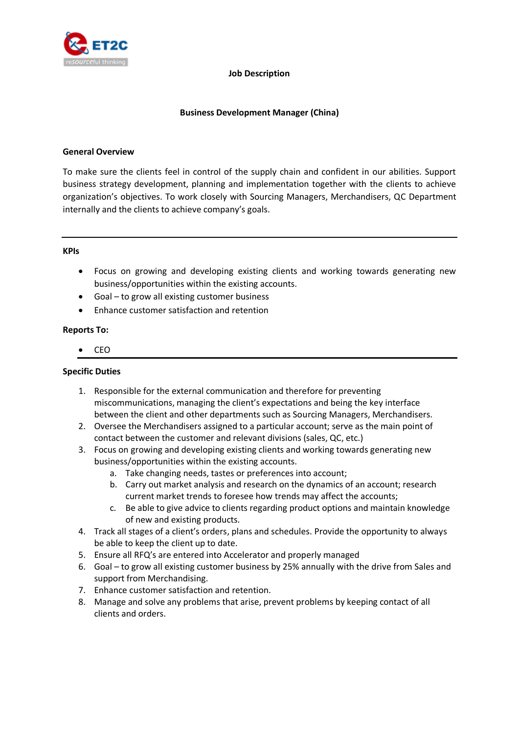# Job Description

## Business Development Manager (China)

**General Overview**

To make sure the clients feel in control of the supply chain and confident in our abilities. Support business strategy development, planning and implementation together with the clients to achieve organization's objectives. To work closely with Sourcing Managers, Merchandisers, QC Department internally and the clients to achieve company's goals.

---

**KPIs**

- Focus on growing and developing existing clients and working towards generating new business/opportunities within the existing accounts.
- Goal – to grow all existing customer business
- Enhance customer satisfaction and retention

**Reports To:**

- CEO

---

**Specific Duties**

1. Responsible for the external communication and therefore for preventing miscommunications, managing the client's expectations and being the key interface between the client and other departments such as Sourcing Managers, Merchandisers.
2. Oversee the Merchandisers assigned to a particular account; serve as the main point of contact between the customer and relevant divisions (sales, QC, etc.)
3. Focus on growing and developing existing clients and working towards generating new business/opportunities within the existing accounts.
   a. Take changing needs, tastes or preferences into account;
   b. Carry out market analysis and research on the dynamics of an account; research current market trends to foresee how trends may affect the accounts;
   c. Be able to give advice to clients regarding product options and maintain knowledge of new and existing products.
4. Track all stages of a client's orders, plans and schedules. Provide the opportunity to always be able to keep the client up to date.
5. Ensure all RFQ's are entered into Accelerator and properly managed
6. Goal – to grow all existing customer business by 25% annually with the drive from Sales and support from Merchandising.
7. Enhance customer satisfaction and retention.
8. Manage and solve any problems that arise, prevent problems by keeping contact of all clients and orders.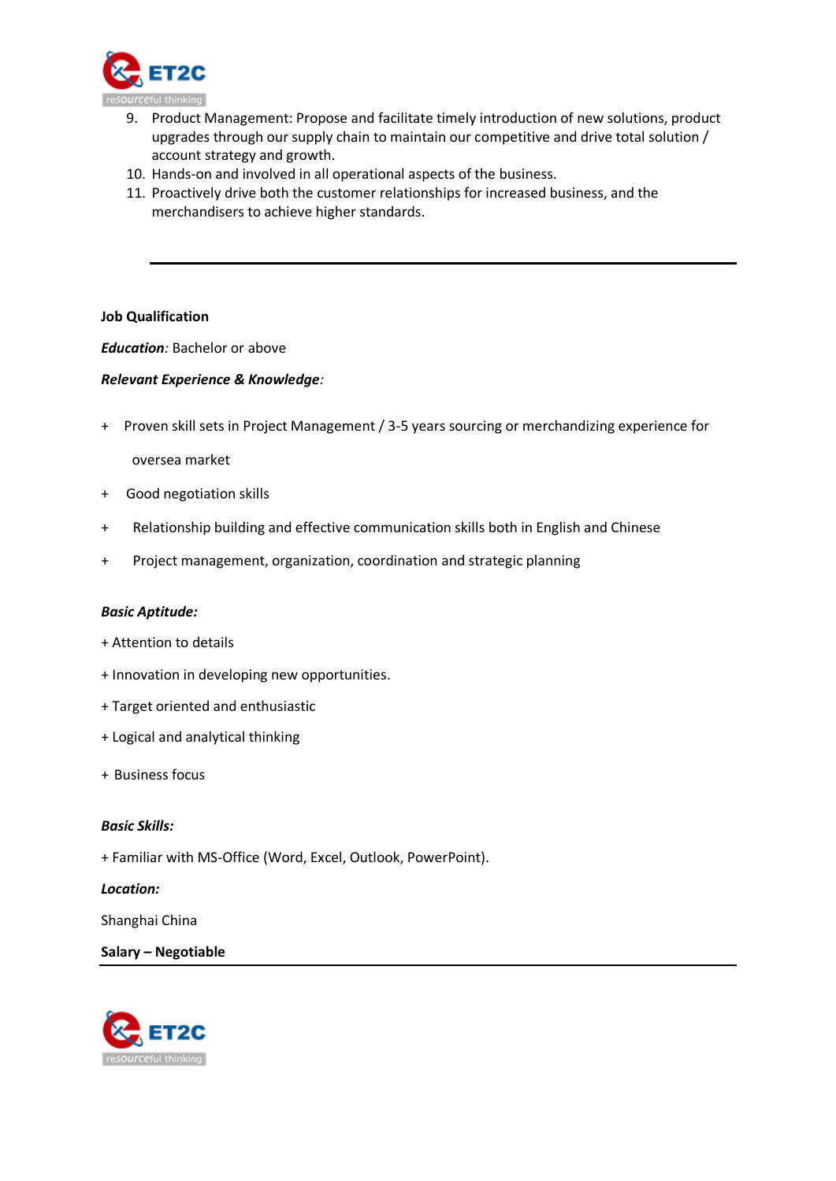9. Product Management: Propose and facilitate timely introduction of new solutions, product upgrades through our supply chain to maintain our competitive and drive total solution / account strategy and growth.
10. Hands-on and involved in all operational aspects of the business.
11. Proactively drive both the customer relationships for increased business, and the merchandisers to achieve higher standards.

---

**Job Qualification**

***Education****:* Bachelor or above

***Relevant Experience & Knowledge****:*

+ Proven skill sets in Project Management / 3-5 years sourcing or merchandizing experience for oversea market
+ Good negotiation skills
+ Relationship building and effective communication skills both in English and Chinese
+ Project management, organization, coordination and strategic planning

***Basic Aptitude:***

+ Attention to details
+ Innovation in developing new opportunities.
+ Target oriented and enthusiastic
+ Logical and analytical thinking
+ Business focus

***Basic Skills:***

+ Familiar with MS-Office (Word, Excel, Outlook, PowerPoint).

***Location:***

Shanghai China

**Salary – Negotiable**